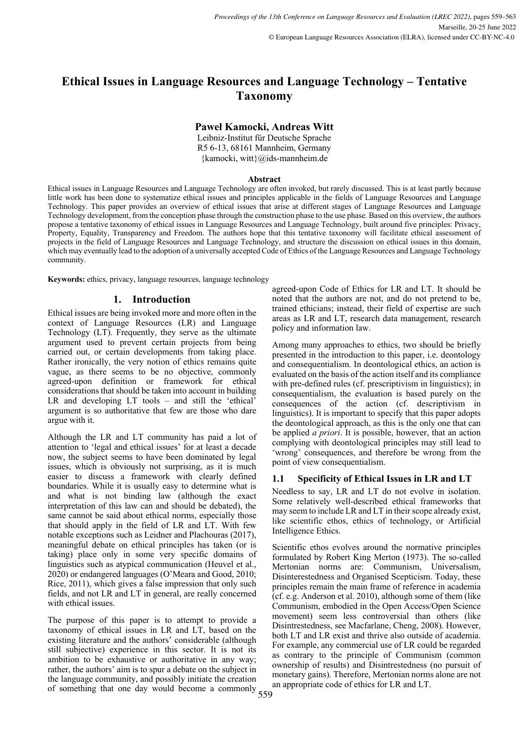# Ethical Issues in Language Resources and Language Technology – Tentative Taxonomy

**Paweł Kamocki, Andreas Witt**

Leibniz-Institut für Deutsche Sprache
R5 6-13, 68161 Mannheim, Germany
{kamocki, witt}@ids-mannheim.de

## Abstract

Ethical issues in Language Resources and Language Technology are often invoked, but rarely discussed. This is at least partly because little work has been done to systematize ethical issues and principles applicable in the fields of Language Resources and Language Technology. This paper provides an overview of ethical issues that arise at different stages of Language Resources and Language Technology development, from the conception phase through the construction phase to the use phase. Based on this overview, the authors propose a tentative taxonomy of ethical issues in Language Resources and Language Technology, built around five principles: Privacy, Property, Equality, Transparency and Freedom. The authors hope that this tentative taxonomy will facilitate ethical assessment of projects in the field of Language Resources and Language Technology, and structure the discussion on ethical issues in this domain, which may eventually lead to the adoption of a universally accepted Code of Ethics of the Language Resources and Language Technology community.

**Keywords:** ethics, privacy, language resources, language technology

## 1. Introduction

Ethical issues are being invoked more and more often in the context of Language Resources (LR) and Language Technology (LT). Frequently, they serve as the ultimate argument used to prevent certain projects from being carried out, or certain developments from taking place. Rather ironically, the very notion of ethics remains quite vague, as there seems to be no objective, commonly agreed-upon definition or framework for ethical considerations that should be taken into account in building LR and developing LT tools – and still the 'ethical' argument is so authoritative that few are those who dare argue with it.

Although the LR and LT community has paid a lot of attention to 'legal and ethical issues' for at least a decade now, the subject seems to have been dominated by legal issues, which is obviously not surprising, as it is much easier to discuss a framework with clearly defined boundaries. While it is usually easy to determine what is and what is not binding law (although the exact interpretation of this law can and should be debated), the same cannot be said about ethical norms, especially those that should apply in the field of LR and LT. With few notable exceptions such as Leidner and Plachouras (2017), meaningful debate on ethical principles has taken (or is taking) place only in some very specific domains of linguistics such as atypical communication (Heuvel et al., 2020) or endangered languages (O'Meara and Good, 2010; Rice, 2011), which gives a false impression that only such fields, and not LR and LT in general, are really concerned with ethical issues.

The purpose of this paper is to attempt to provide a taxonomy of ethical issues in LR and LT, based on the existing literature and the authors' considerable (although still subjective) experience in this sector. It is not its ambition to be exhaustive or authoritative in any way; rather, the authors' aim is to spur a debate on the subject in the language community, and possibly initiate the creation of something that one day would become a commonly agreed-upon Code of Ethics for LR and LT. It should be noted that the authors are not, and do not pretend to be, trained ethicians; instead, their field of expertise are such areas as LR and LT, research data management, research policy and information law.

Among many approaches to ethics, two should be briefly presented in the introduction to this paper, i.e. deontology and consequentialism. In deontological ethics, an action is evaluated on the basis of the action itself and its compliance with pre-defined rules (cf. prescriptivism in linguistics); in consequentialism, the evaluation is based purely on the consequences of the action (cf. descriptivism in linguistics). It is important to specify that this paper adopts the deontological approach, as this is the only one that can be applied *a priori*. It is possible, however, that an action complying with deontological principles may still lead to 'wrong' consequences, and therefore be wrong from the point of view consequentialism.

### 1.1 Specificity of Ethical Issues in LR and LT

Needless to say, LR and LT do not evolve in isolation. Some relatively well-described ethical frameworks that may seem to include LR and LT in their scope already exist, like scientific ethos, ethics of technology, or Artificial Intelligence Ethics.

Scientific ethos evolves around the normative principles formulated by Robert King Merton (1973). The so-called Mertonian norms are: Communism, Universalism, Disinterestedness and Organised Scepticism. Today, these principles remain the main frame of reference in academia (cf. e.g. Anderson et al. 2010), although some of them (like Communism, embodied in the Open Access/Open Science movement) seem less controversial than others (like Disintrestedness, see Macfarlane, Cheng, 2008). However, both LT and LR exist and thrive also outside of academia. For example, any commercial use of LR could be regarded as contrary to the principle of Communism (common ownership of results) and Disintrestedness (no pursuit of monetary gains). Therefore, Mertonian norms alone are not an appropriate code of ethics for LR and LT.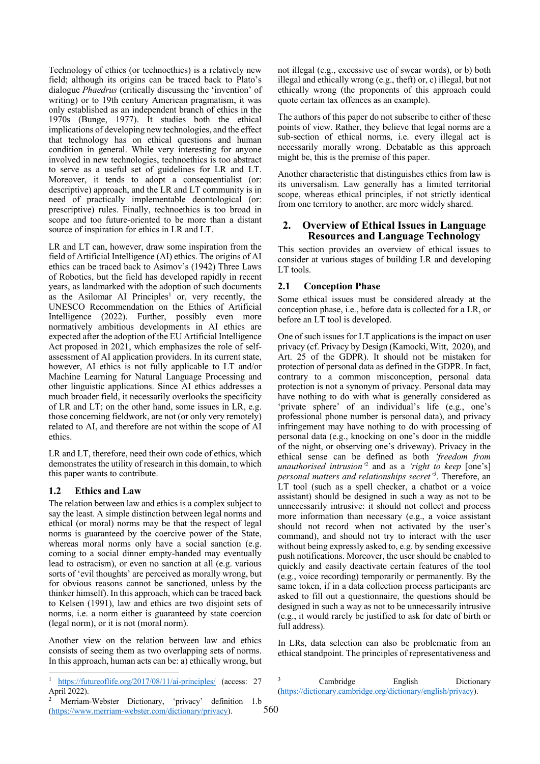Technology of ethics (or technoethics) is a relatively new field; although its origins can be traced back to Plato's dialogue *Phaedrus* (critically discussing the 'invention' of writing) or to 19th century American pragmatism, it was only established as an independent branch of ethics in the 1970s (Bunge, 1977). It studies both the ethical implications of developing new technologies, and the effect that technology has on ethical questions and human condition in general. While very interesting for anyone involved in new technologies, technoethics is too abstract to serve as a useful set of guidelines for LR and LT. Moreover, it tends to adopt a consequentialist (or: descriptive) approach, and the LR and LT community is in need of practically implementable deontological (or: prescriptive) rules. Finally, technoethics is too broad in scope and too future-oriented to be more than a distant source of inspiration for ethics in LR and LT.

LR and LT can, however, draw some inspiration from the field of Artificial Intelligence (AI) ethics. The origins of AI ethics can be traced back to Asimov's (1942) Three Laws of Robotics, but the field has developed rapidly in recent years, as landmarked with the adoption of such documents as the Asilomar AI Principles[1] or, very recently, the UNESCO Recommendation on the Ethics of Artificial Intelligence (2022). Further, possibly even more normatively ambitious developments in AI ethics are expected after the adoption of the EU Artificial Intelligence Act proposed in 2021, which emphasizes the role of self-assessment of AI application providers. In its current state, however, AI ethics is not fully applicable to LT and/or Machine Learning for Natural Language Processing and other linguistic applications. Since AI ethics addresses a much broader field, it necessarily overlooks the specificity of LR and LT; on the other hand, some issues in LR, e.g. those concerning fieldwork, are not (or only very remotely) related to AI, and therefore are not within the scope of AI ethics.

LR and LT, therefore, need their own code of ethics, which demonstrates the utility of research in this domain, to which this paper wants to contribute.

### 1.2 Ethics and Law

The relation between law and ethics is a complex subject to say the least. A simple distinction between legal norms and ethical (or moral) norms may be that the respect of legal norms is guaranteed by the coercive power of the State, whereas moral norms only have a social sanction (e.g. coming to a social dinner empty-handed may eventually lead to ostracism), or even no sanction at all (e.g. various sorts of 'evil thoughts' are perceived as morally wrong, but for obvious reasons cannot be sanctioned, unless by the thinker himself). In this approach, which can be traced back to Kelsen (1991), law and ethics are two disjoint sets of norms, i.e. a norm either is guaranteed by state coercion (legal norm), or it is not (moral norm).

Another view on the relation between law and ethics consists of seeing them as two overlapping sets of norms. In this approach, human acts can be: a) ethically wrong, but not illegal (e.g., excessive use of swear words), or b) both illegal and ethically wrong (e.g., theft) or, c) illegal, but not ethically wrong (the proponents of this approach could quote certain tax offences as an example).

The authors of this paper do not subscribe to either of these points of view. Rather, they believe that legal norms are a sub-section of ethical norms, i.e. every illegal act is necessarily morally wrong. Debatable as this approach might be, this is the premise of this paper.

Another characteristic that distinguishes ethics from law is its universalism. Law generally has a limited territorial scope, whereas ethical principles, if not strictly identical from one territory to another, are more widely shared.

## 2. Overview of Ethical Issues in Language Resources and Language Technology

This section provides an overview of ethical issues to consider at various stages of building LR and developing LT tools.

### 2.1 Conception Phase

Some ethical issues must be considered already at the conception phase, i.e., before data is collected for a LR, or before an LT tool is developed.

One of such issues for LT applications is the impact on user privacy (cf. Privacy by Design (Kamocki, Witt, 2020), and Art. 25 of the GDPR). It should not be mistaken for protection of personal data as defined in the GDPR. In fact, contrary to a common misconception, personal data protection is not a synonym of privacy. Personal data may have nothing to do with what is generally considered as 'private sphere' of an individual's life (e.g., one's professional phone number is personal data), and privacy infringement may have nothing to do with processing of personal data (e.g., knocking on one's door in the middle of the night, or observing one's driveway). Privacy in the ethical sense can be defined as both *'freedom from unauthorised intrusion'*[2] and as a *'right to keep* [one's] *personal matters and relationships secret'*[3]. Therefore, an LT tool (such as a spell checker, a chatbot or a voice assistant) should be designed in such a way as not to be unnecessarily intrusive: it should not collect and process more information than necessary (e.g., a voice assistant should not record when not activated by the user's command), and should not try to interact with the user without being expressly asked to, e.g. by sending excessive push notifications. Moreover, the user should be enabled to quickly and easily deactivate certain features of the tool (e.g., voice recording) temporarily or permanently. By the same token, if in a data collection process participants are asked to fill out a questionnaire, the questions should be designed in such a way as not to be unnecessarily intrusive (e.g., it would rarely be justified to ask for date of birth or full address).

In LRs, data selection can also be problematic from an ethical standpoint. The principles of representativeness and

---

[1] https://futureoflife.org/2017/08/11/ai-principles/ (access: 27 April 2022).

[2] Merriam-Webster Dictionary, 'privacy' definition 1.b (https://www.merriam-webster.com/dictionary/privacy).

[3] Cambridge English Dictionary (https://dictionary.cambridge.org/dictionary/english/privacy).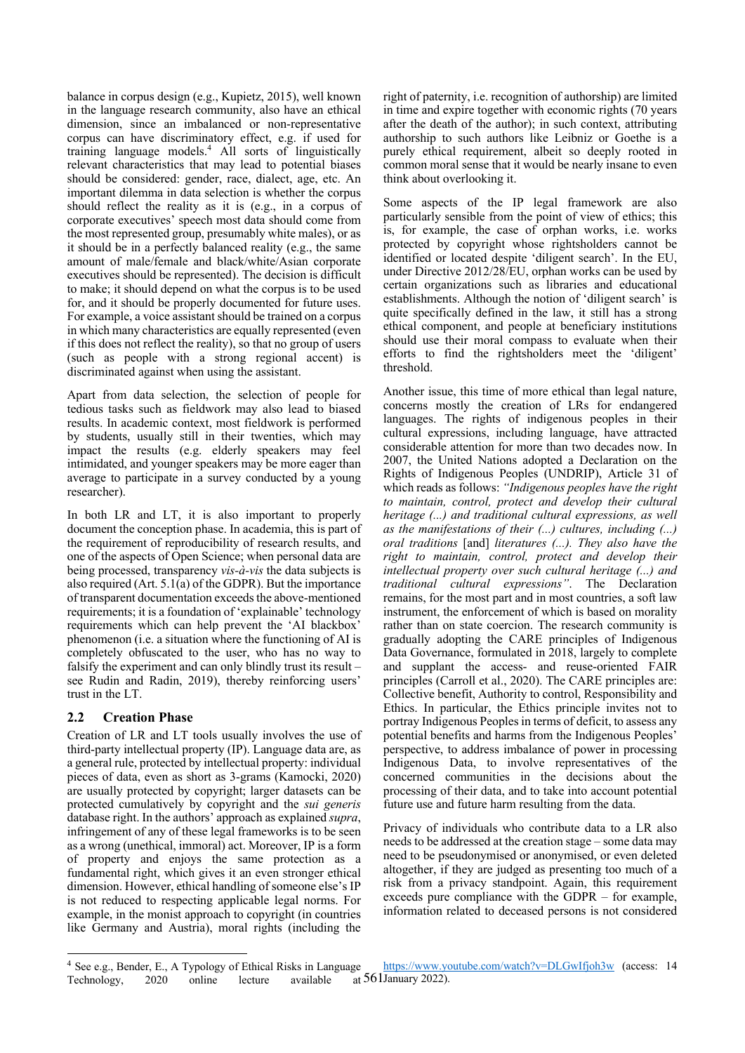balance in corpus design (e.g., Kupietz, 2015), well known in the language research community, also have an ethical dimension, since an imbalanced or non-representative corpus can have discriminatory effect, e.g. if used for training language models.[4] All sorts of linguistically relevant characteristics that may lead to potential biases should be considered: gender, race, dialect, age, etc. An important dilemma in data selection is whether the corpus should reflect the reality as it is (e.g., in a corpus of corporate executives' speech most data should come from the most represented group, presumably white males), or as it should be in a perfectly balanced reality (e.g., the same amount of male/female and black/white/Asian corporate executives should be represented). The decision is difficult to make; it should depend on what the corpus is to be used for, and it should be properly documented for future uses. For example, a voice assistant should be trained on a corpus in which many characteristics are equally represented (even if this does not reflect the reality), so that no group of users (such as people with a strong regional accent) is discriminated against when using the assistant.

Apart from data selection, the selection of people for tedious tasks such as fieldwork may also lead to biased results. In academic context, most fieldwork is performed by students, usually still in their twenties, which may impact the results (e.g. elderly speakers may feel intimidated, and younger speakers may be more eager than average to participate in a survey conducted by a young researcher).

In both LR and LT, it is also important to properly document the conception phase. In academia, this is part of the requirement of reproducibility of research results, and one of the aspects of Open Science; when personal data are being processed, transparency *vis-à-vis* the data subjects is also required (Art. 5.1(a) of the GDPR). But the importance of transparent documentation exceeds the above-mentioned requirements; it is a foundation of 'explainable' technology requirements which can help prevent the 'AI blackbox' phenomenon (i.e. a situation where the functioning of AI is completely obfuscated to the user, who has no way to falsify the experiment and can only blindly trust its result – see Rudin and Radin, 2019), thereby reinforcing users' trust in the LT.

## 2.2 Creation Phase

Creation of LR and LT tools usually involves the use of third-party intellectual property (IP). Language data are, as a general rule, protected by intellectual property: individual pieces of data, even as short as 3-grams (Kamocki, 2020) are usually protected by copyright; larger datasets can be protected cumulatively by copyright and the *sui generis* database right. In the authors' approach as explained *supra*, infringement of any of these legal frameworks is to be seen as a wrong (unethical, immoral) act. Moreover, IP is a form of property and enjoys the same protection as a fundamental right, which gives it an even stronger ethical dimension. However, ethical handling of someone else's IP is not reduced to respecting applicable legal norms. For example, in the monist approach to copyright (in countries like Germany and Austria), moral rights (including the right of paternity, i.e. recognition of authorship) are limited in time and expire together with economic rights (70 years after the death of the author); in such context, attributing authorship to such authors like Leibniz or Goethe is a purely ethical requirement, albeit so deeply rooted in common moral sense that it would be nearly insane to even think about overlooking it.

Some aspects of the IP legal framework are also particularly sensible from the point of view of ethics; this is, for example, the case of orphan works, i.e. works protected by copyright whose rightsholders cannot be identified or located despite 'diligent search'. In the EU, under Directive 2012/28/EU, orphan works can be used by certain organizations such as libraries and educational establishments. Although the notion of 'diligent search' is quite specifically defined in the law, it still has a strong ethical component, and people at beneficiary institutions should use their moral compass to evaluate when their efforts to find the rightsholders meet the 'diligent' threshold.

Another issue, this time of more ethical than legal nature, concerns mostly the creation of LRs for endangered languages. The rights of indigenous peoples in their cultural expressions, including language, have attracted considerable attention for more than two decades now. In 2007, the United Nations adopted a Declaration on the Rights of Indigenous Peoples (UNDRIP), Article 31 of which reads as follows: *"Indigenous peoples have the right to maintain, control, protect and develop their cultural heritage (...) and traditional cultural expressions, as well as the manifestations of their (...) cultures, including (...) oral traditions* [and] *literatures (...). They also have the right to maintain, control, protect and develop their intellectual property over such cultural heritage (...) and traditional cultural expressions"*. The Declaration remains, for the most part and in most countries, a soft law instrument, the enforcement of which is based on morality rather than on state coercion. The research community is gradually adopting the CARE principles of Indigenous Data Governance, formulated in 2018, largely to complete and supplant the access- and reuse-oriented FAIR principles (Carroll et al., 2020). The CARE principles are: Collective benefit, Authority to control, Responsibility and Ethics. In particular, the Ethics principle invites not to portray Indigenous Peoples in terms of deficit, to assess any potential benefits and harms from the Indigenous Peoples' perspective, to address imbalance of power in processing Indigenous Data, to involve representatives of the concerned communities in the decisions about the processing of their data, and to take into account potential future use and future harm resulting from the data.

Privacy of individuals who contribute data to a LR also needs to be addressed at the creation stage – some data may need to be pseudonymised or anonymised, or even deleted altogether, if they are judged as presenting too much of a risk from a privacy standpoint. Again, this requirement exceeds pure compliance with the GDPR – for example, information related to deceased persons is not considered

[4] See e.g., Bender, E., A Typology of Ethical Risks in Language Technology, 2020 online lecture available at https://www.youtube.com/watch?v=DLGwIfjoh3w (access: 14 January 2022).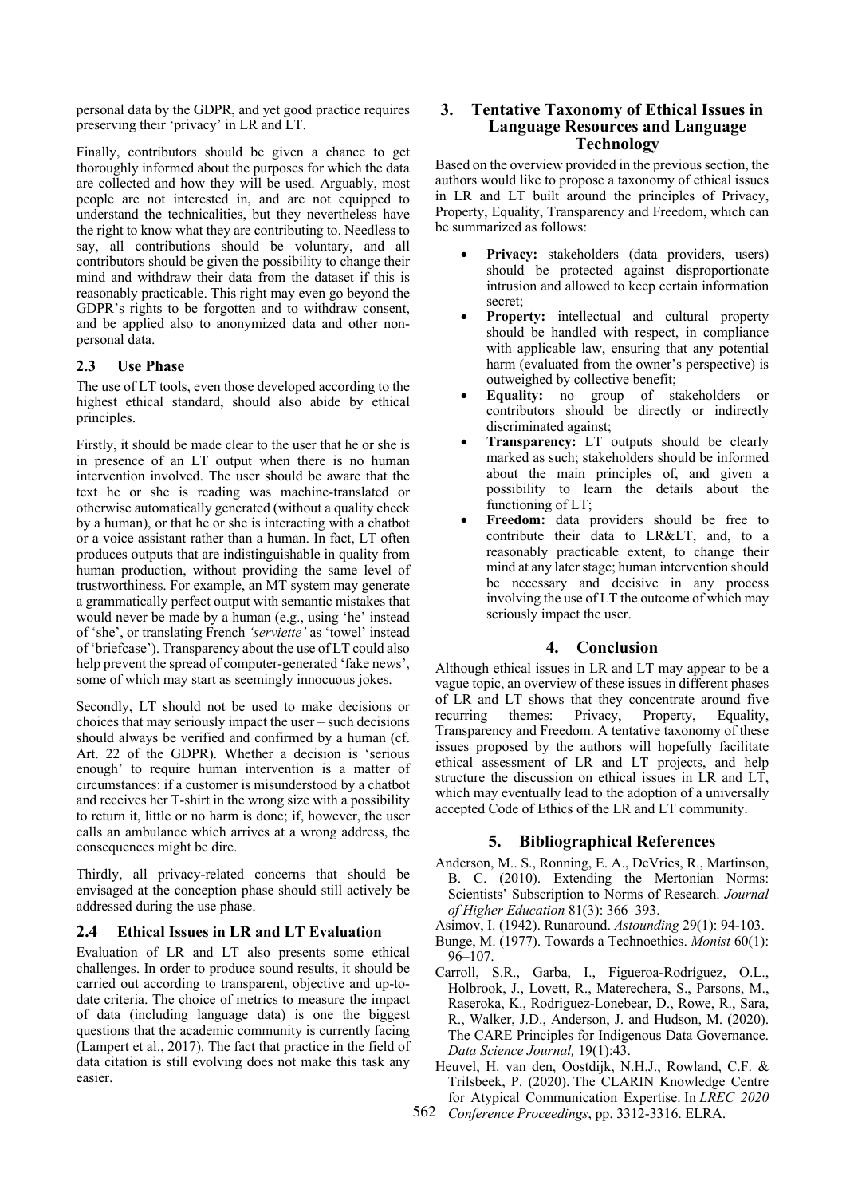personal data by the GDPR, and yet good practice requires preserving their 'privacy' in LR and LT.

Finally, contributors should be given a chance to get thoroughly informed about the purposes for which the data are collected and how they will be used. Arguably, most people are not interested in, and are not equipped to understand the technicalities, but they nevertheless have the right to know what they are contributing to. Needless to say, all contributions should be voluntary, and all contributors should be given the possibility to change their mind and withdraw their data from the dataset if this is reasonably practicable. This right may even go beyond the GDPR's rights to be forgotten and to withdraw consent, and be applied also to anonymized data and other non-personal data.

### 2.3 Use Phase

The use of LT tools, even those developed according to the highest ethical standard, should also abide by ethical principles.

Firstly, it should be made clear to the user that he or she is in presence of an LT output when there is no human intervention involved. The user should be aware that the text he or she is reading was machine-translated or otherwise automatically generated (without a quality check by a human), or that he or she is interacting with a chatbot or a voice assistant rather than a human. In fact, LT often produces outputs that are indistinguishable in quality from human production, without providing the same level of trustworthiness. For example, an MT system may generate a grammatically perfect output with semantic mistakes that would never be made by a human (e.g., using 'he' instead of 'she', or translating French *'serviette'* as 'towel' instead of 'briefcase'). Transparency about the use of LT could also help prevent the spread of computer-generated 'fake news', some of which may start as seemingly innocuous jokes.

Secondly, LT should not be used to make decisions or choices that may seriously impact the user – such decisions should always be verified and confirmed by a human (cf. Art. 22 of the GDPR). Whether a decision is 'serious enough' to require human intervention is a matter of circumstances: if a customer is misunderstood by a chatbot and receives her T-shirt in the wrong size with a possibility to return it, little or no harm is done; if, however, the user calls an ambulance which arrives at a wrong address, the consequences might be dire.

Thirdly, all privacy-related concerns that should be envisaged at the conception phase should still actively be addressed during the use phase.

### 2.4 Ethical Issues in LR and LT Evaluation

Evaluation of LR and LT also presents some ethical challenges. In order to produce sound results, it should be carried out according to transparent, objective and up-to-date criteria. The choice of metrics to measure the impact of data (including language data) is one the biggest questions that the academic community is currently facing (Lampert et al., 2017). The fact that practice in the field of data citation is still evolving does not make this task any easier.

## 3. Tentative Taxonomy of Ethical Issues in Language Resources and Language Technology

Based on the overview provided in the previous section, the authors would like to propose a taxonomy of ethical issues in LR and LT built around the principles of Privacy, Property, Equality, Transparency and Freedom, which can be summarized as follows:

- **Privacy:** stakeholders (data providers, users) should be protected against disproportionate intrusion and allowed to keep certain information secret;
- **Property:** intellectual and cultural property should be handled with respect, in compliance with applicable law, ensuring that any potential harm (evaluated from the owner's perspective) is outweighed by collective benefit;
- **Equality:** no group of stakeholders or contributors should be directly or indirectly discriminated against;
- **Transparency:** LT outputs should be clearly marked as such; stakeholders should be informed about the main principles of, and given a possibility to learn the details about the functioning of LT;
- **Freedom:** data providers should be free to contribute their data to LR&LT, and, to a reasonably practicable extent, to change their mind at any later stage; human intervention should be necessary and decisive in any process involving the use of LT the outcome of which may seriously impact the user.

## 4. Conclusion

Although ethical issues in LR and LT may appear to be a vague topic, an overview of these issues in different phases of LR and LT shows that they concentrate around five recurring themes: Privacy, Property, Equality, Transparency and Freedom. A tentative taxonomy of these issues proposed by the authors will hopefully facilitate ethical assessment of LR and LT projects, and help structure the discussion on ethical issues in LR and LT, which may eventually lead to the adoption of a universally accepted Code of Ethics of the LR and LT community.

## 5. Bibliographical References

Anderson, M.. S., Ronning, E. A., DeVries, R., Martinson, B. C. (2010). Extending the Mertonian Norms: Scientists' Subscription to Norms of Research. *Journal of Higher Education* 81(3): 366–393.

Asimov, I. (1942). Runaround. *Astounding* 29(1): 94-103.

Bunge, M. (1977). Towards a Technoethics. *Monist* 60(1): 96–107.

Carroll, S.R., Garba, I., Figueroa-Rodríguez, O.L., Holbrook, J., Lovett, R., Materechera, S., Parsons, M., Raseroka, K., Rodriguez-Lonebear, D., Rowe, R., Sara, R., Walker, J.D., Anderson, J. and Hudson, M. (2020). The CARE Principles for Indigenous Data Governance. *Data Science Journal,* 19(1):43.

Heuvel, H. van den, Oostdijk, N.H.J., Rowland, C.F. & Trilsbeek, P. (2020). The CLARIN Knowledge Centre for Atypical Communication Expertise. In *LREC 2020 Conference Proceedings*, pp. 3312-3316. ELRA.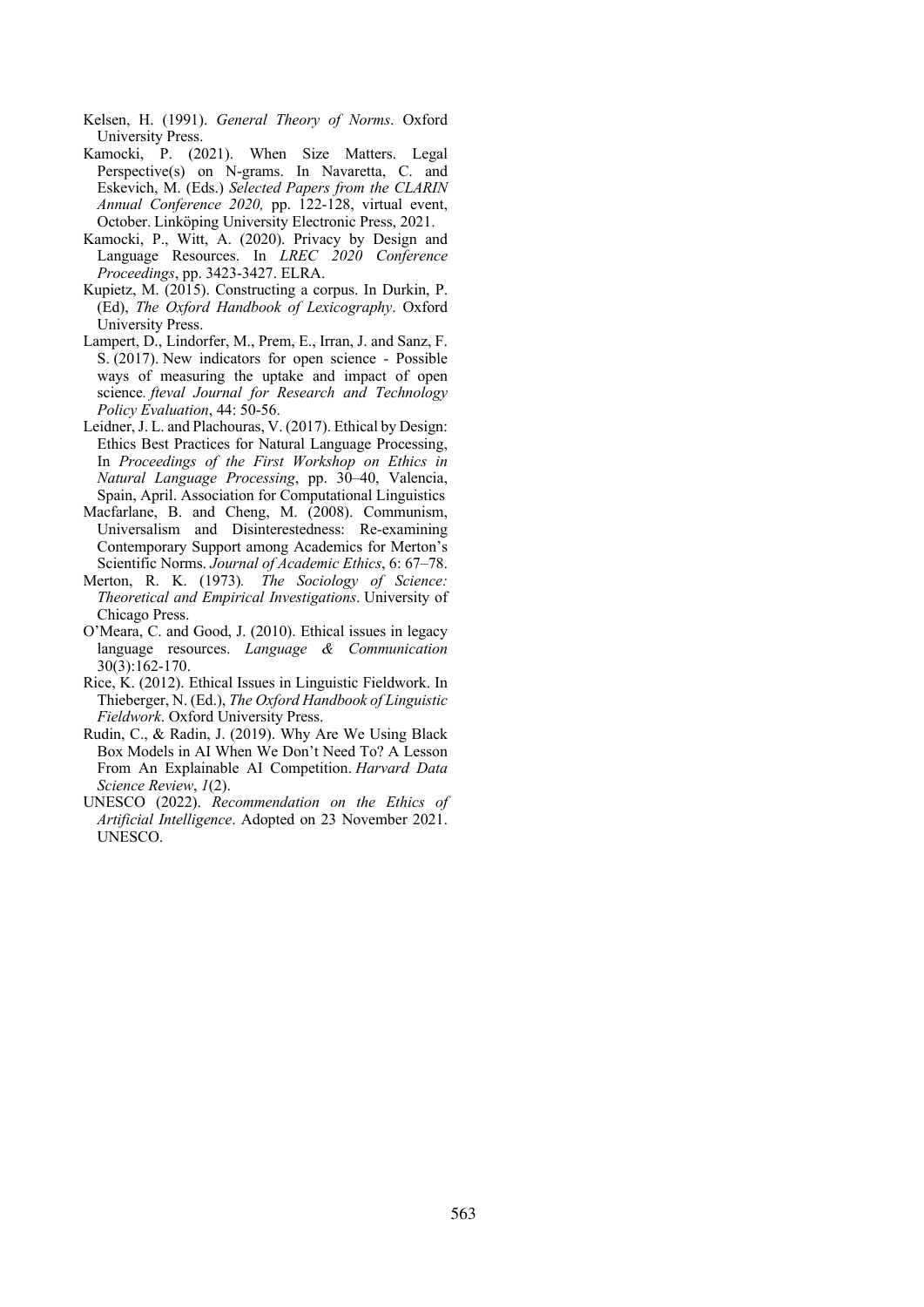Kelsen, H. (1991). *General Theory of Norms*. Oxford University Press.

Kamocki, P. (2021). When Size Matters. Legal Perspective(s) on N-grams. In Navaretta, C. and Eskevich, M. (Eds.) *Selected Papers from the CLARIN Annual Conference 2020,* pp. 122-128, virtual event, October. Linköping University Electronic Press, 2021.

Kamocki, P., Witt, A. (2020). Privacy by Design and Language Resources. In *LREC 2020 Conference Proceedings*, pp. 3423-3427. ELRA.

Kupietz, M. (2015). Constructing a corpus. In Durkin, P. (Ed), *The Oxford Handbook of Lexicography*. Oxford University Press.

Lampert, D., Lindorfer, M., Prem, E., Irran, J. and Sanz, F. S. (2017). New indicators for open science - Possible ways of measuring the uptake and impact of open science*. fteval Journal for Research and Technology Policy Evaluation*, 44: 50-56.

Leidner, J. L. and Plachouras, V. (2017). Ethical by Design: Ethics Best Practices for Natural Language Processing, In *Proceedings of the First Workshop on Ethics in Natural Language Processing*, pp. 30–40, Valencia, Spain, April. Association for Computational Linguistics

Macfarlane, B. and Cheng, M. (2008). Communism, Universalism and Disinterestedness: Re-examining Contemporary Support among Academics for Merton's Scientific Norms. *Journal of Academic Ethics*, 6: 67–78.

Merton, R. K. (1973)*. The Sociology of Science: Theoretical and Empirical Investigations*. University of Chicago Press.

O'Meara, C. and Good, J. (2010). Ethical issues in legacy language resources. *Language & Communication* 30(3):162-170.

Rice, K. (2012). Ethical Issues in Linguistic Fieldwork. In Thieberger, N. (Ed.), *The Oxford Handbook of Linguistic Fieldwork*. Oxford University Press.

Rudin, C., & Radin, J. (2019). Why Are We Using Black Box Models in AI When We Don't Need To? A Lesson From An Explainable AI Competition. *Harvard Data Science Review*, *1*(2).

UNESCO (2022). *Recommendation on the Ethics of Artificial Intelligence*. Adopted on 23 November 2021. UNESCO.